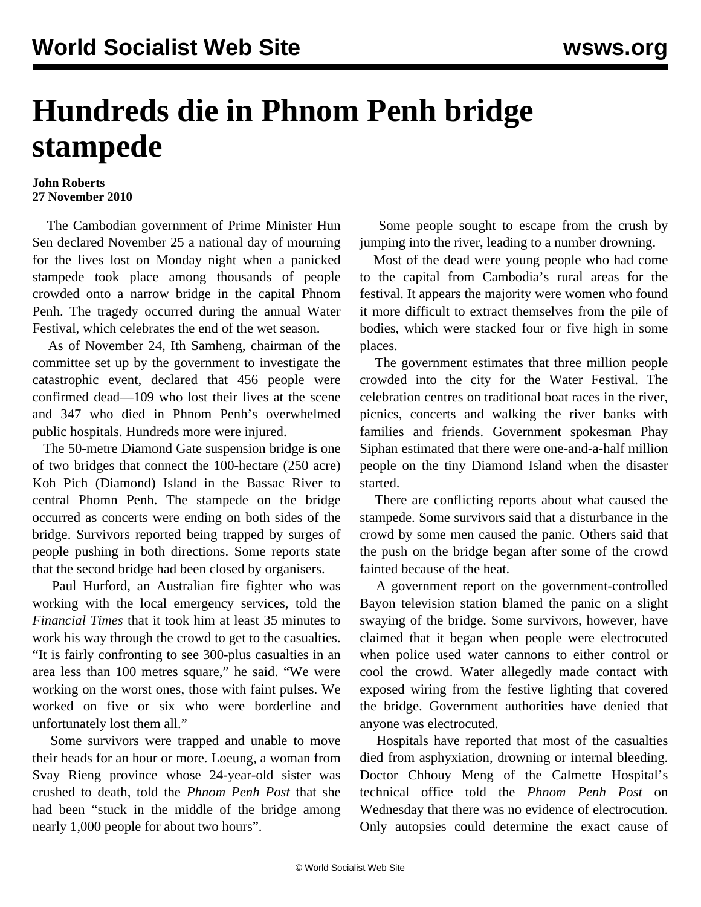# Hundreds die in Phnom Penh bridge stampede

**John Roberts**
**27 November 2010**

The Cambodian government of Prime Minister Hun Sen declared November 25 a national day of mourning for the lives lost on Monday night when a panicked stampede took place among thousands of people crowded onto a narrow bridge in the capital Phnom Penh. The tragedy occurred during the annual Water Festival, which celebrates the end of the wet season.

As of November 24, Ith Samheng, chairman of the committee set up by the government to investigate the catastrophic event, declared that 456 people were confirmed dead—109 who lost their lives at the scene and 347 who died in Phnom Penh's overwhelmed public hospitals. Hundreds more were injured.

The 50-metre Diamond Gate suspension bridge is one of two bridges that connect the 100-hectare (250 acre) Koh Pich (Diamond) Island in the Bassac River to central Phomn Penh. The stampede on the bridge occurred as concerts were ending on both sides of the bridge. Survivors reported being trapped by surges of people pushing in both directions. Some reports state that the second bridge had been closed by organisers.

Paul Hurford, an Australian fire fighter who was working with the local emergency services, told the *Financial Times* that it took him at least 35 minutes to work his way through the crowd to get to the casualties. "It is fairly confronting to see 300-plus casualties in an area less than 100 metres square," he said. "We were working on the worst ones, those with faint pulses. We worked on five or six who were borderline and unfortunately lost them all."

Some survivors were trapped and unable to move their heads for an hour or more. Loeung, a woman from Svay Rieng province whose 24-year-old sister was crushed to death, told the *Phnom Penh Post* that she had been "stuck in the middle of the bridge among nearly 1,000 people for about two hours".

Some people sought to escape from the crush by jumping into the river, leading to a number drowning.

Most of the dead were young people who had come to the capital from Cambodia's rural areas for the festival. It appears the majority were women who found it more difficult to extract themselves from the pile of bodies, which were stacked four or five high in some places.

The government estimates that three million people crowded into the city for the Water Festival. The celebration centres on traditional boat races in the river, picnics, concerts and walking the river banks with families and friends. Government spokesman Phay Siphan estimated that there were one-and-a-half million people on the tiny Diamond Island when the disaster started.

There are conflicting reports about what caused the stampede. Some survivors said that a disturbance in the crowd by some men caused the panic. Others said that the push on the bridge began after some of the crowd fainted because of the heat.

A government report on the government-controlled Bayon television station blamed the panic on a slight swaying of the bridge. Some survivors, however, have claimed that it began when people were electrocuted when police used water cannons to either control or cool the crowd. Water allegedly made contact with exposed wiring from the festive lighting that covered the bridge. Government authorities have denied that anyone was electrocuted.

Hospitals have reported that most of the casualties died from asphyxiation, drowning or internal bleeding. Doctor Chhouy Meng of the Calmette Hospital's technical office told the *Phnom Penh Post* on Wednesday that there was no evidence of electrocution. Only autopsies could determine the exact cause of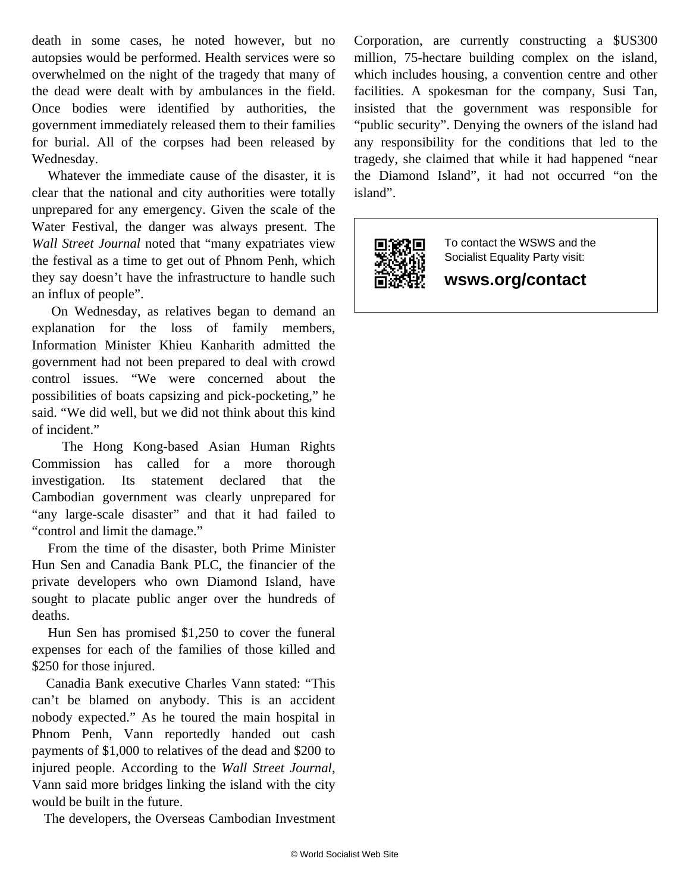death in some cases, he noted however, but no autopsies would be performed. Health services were so overwhelmed on the night of the tragedy that many of the dead were dealt with by ambulances in the field. Once bodies were identified by authorities, the government immediately released them to their families for burial. All of the corpses had been released by Wednesday.

Whatever the immediate cause of the disaster, it is clear that the national and city authorities were totally unprepared for any emergency. Given the scale of the Water Festival, the danger was always present. The *Wall Street Journal* noted that "many expatriates view the festival as a time to get out of Phnom Penh, which they say doesn't have the infrastructure to handle such an influx of people".

On Wednesday, as relatives began to demand an explanation for the loss of family members, Information Minister Khieu Kanharith admitted the government had not been prepared to deal with crowd control issues. "We were concerned about the possibilities of boats capsizing and pick-pocketing," he said. "We did well, but we did not think about this kind of incident."

The Hong Kong-based Asian Human Rights Commission has called for a more thorough investigation. Its statement declared that the Cambodian government was clearly unprepared for "any large-scale disaster" and that it had failed to "control and limit the damage."

From the time of the disaster, both Prime Minister Hun Sen and Canadia Bank PLC, the financier of the private developers who own Diamond Island, have sought to placate public anger over the hundreds of deaths.

Hun Sen has promised $1,250 to cover the funeral expenses for each of the families of those killed and $250 for those injured.

Canadia Bank executive Charles Vann stated: "This can't be blamed on anybody. This is an accident nobody expected." As he toured the main hospital in Phnom Penh, Vann reportedly handed out cash payments of $1,000 to relatives of the dead and $200 to injured people. According to the *Wall Street Journal*, Vann said more bridges linking the island with the city would be built in the future.

The developers, the Overseas Cambodian Investment Corporation, are currently constructing a $US300 million, 75-hectare building complex on the island, which includes housing, a convention centre and other facilities. A spokesman for the company, Susi Tan, insisted that the government was responsible for "public security". Denying the owners of the island had any responsibility for the conditions that led to the tragedy, she claimed that while it had happened "near the Diamond Island", it had not occurred "on the island".

To contact the WSWS and the Socialist Equality Party visit:

**wsws.org/contact**